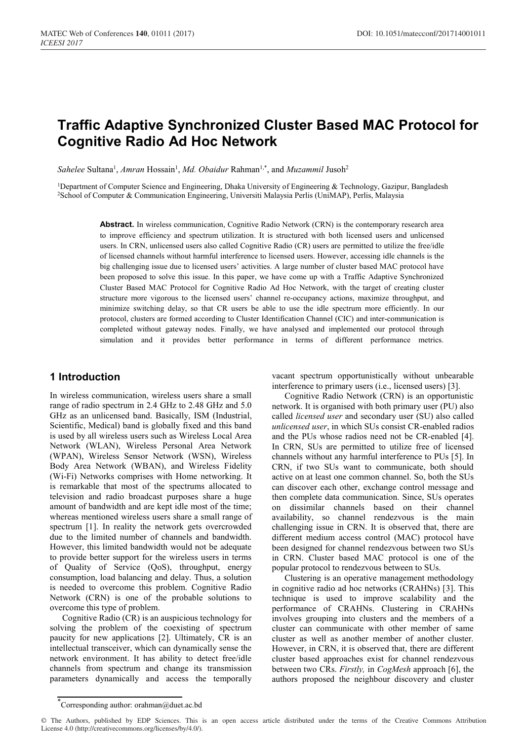# Traffic Adaptive Synchronized Cluster Based MAC Protocol for Cognitive Radio Ad Hoc Network

*Sahelee* Sultana[1], *Amran* Hossain[1], *Md. Obaidur* Rahman[1,*], and *Muzammil* Jusoh[2]

[1]Department of Computer Science and Engineering, Dhaka University of Engineering & Technology, Gazipur, Bangladesh
[2]School of Computer & Communication Engineering, Universiti Malaysia Perlis (UniMAP), Perlis, Malaysia

**Abstract.** In wireless communication, Cognitive Radio Network (CRN) is the contemporary research area to improve efficiency and spectrum utilization. It is structured with both licensed users and unlicensed users. In CRN, unlicensed users also called Cognitive Radio (CR) users are permitted to utilize the free/idle of licensed channels without harmful interference to licensed users. However, accessing idle channels is the big challenging issue due to licensed users' activities. A large number of cluster based MAC protocol have been proposed to solve this issue. In this paper, we have come up with a Traffic Adaptive Synchronized Cluster Based MAC Protocol for Cognitive Radio Ad Hoc Network, with the target of creating cluster structure more vigorous to the licensed users' channel re-occupancy actions, maximize throughput, and minimize switching delay, so that CR users be able to use the idle spectrum more efficiently. In our protocol, clusters are formed according to Cluster Identification Channel (CIC) and inter-communication is completed without gateway nodes. Finally, we have analysed and implemented our protocol through simulation and it provides better performance in terms of different performance metrics.

## 1 Introduction

In wireless communication, wireless users share a small range of radio spectrum in 2.4 GHz to 2.48 GHz and 5.0 GHz as an unlicensed band. Basically, ISM (Industrial, Scientific, Medical) band is globally fixed and this band is used by all wireless users such as Wireless Local Area Network (WLAN), Wireless Personal Area Network (WPAN), Wireless Sensor Network (WSN), Wireless Body Area Network (WBAN), and Wireless Fidelity (Wi-Fi) Networks comprises with Home networking. It is remarkable that most of the spectrums allocated to television and radio broadcast purposes share a huge amount of bandwidth and are kept idle most of the time; whereas mentioned wireless users share a small range of spectrum [1]. In reality the network gets overcrowded due to the limited number of channels and bandwidth. However, this limited bandwidth would not be adequate to provide better support for the wireless users in terms of Quality of Service (QoS), throughput, energy consumption, load balancing and delay. Thus, a solution is needed to overcome this problem. Cognitive Radio Network (CRN) is one of the probable solutions to overcome this type of problem.

Cognitive Radio (CR) is an auspicious technology for solving the problem of the coexisting of spectrum paucity for new applications [2]. Ultimately, CR is an intellectual transceiver, which can dynamically sense the network environment. It has ability to detect free/idle channels from spectrum and change its transmission parameters dynamically and access the temporally vacant spectrum opportunistically without unbearable interference to primary users (i.e., licensed users) [3].

Cognitive Radio Network (CRN) is an opportunistic network. It is organised with both primary user (PU) also called *licensed user* and secondary user (SU) also called *unlicensed user*, in which SUs consist CR-enabled radios and the PUs whose radios need not be CR-enabled [4]. In CRN, SUs are permitted to utilize free of licensed channels without any harmful interference to PUs [5]. In CRN, if two SUs want to communicate, both should active on at least one common channel. So, both the SUs can discover each other, exchange control message and then complete data communication. Since, SUs operates on dissimilar channels based on their channel availability, so channel rendezvous is the main challenging issue in CRN. It is observed that, there are different medium access control (MAC) protocol have been designed for channel rendezvous between two SUs in CRN. Cluster based MAC protocol is one of the popular protocol to rendezvous between to SUs.

Clustering is an operative management methodology in cognitive radio ad hoc networks (CRAHNs) [3]. This technique is used to improve scalability and the performance of CRAHNs. Clustering in CRAHNs involves grouping into clusters and the members of a cluster can communicate with other member of same cluster as well as another member of another cluster. However, in CRN, it is observed that, there are different cluster based approaches exist for channel rendezvous between two CRs. *Firstly,* in *CogMesh* approach [6], the authors proposed the neighbour discovery and cluster

[*]Corresponding author: orahman@duet.ac.bd

© The Authors, published by EDP Sciences. This is an open access article distributed under the terms of the Creative Commons Attribution License 4.0 (http://creativecommons.org/licenses/by/4.0/).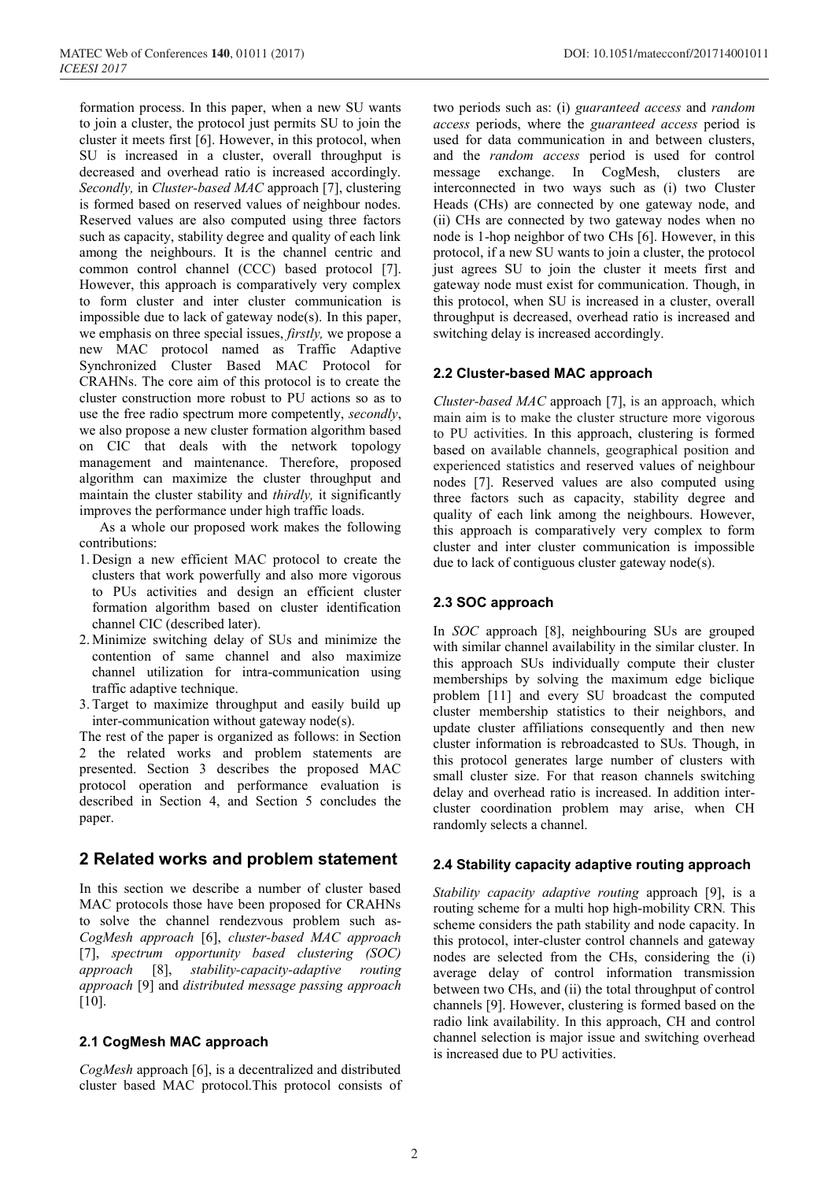formation process. In this paper, when a new SU wants to join a cluster, the protocol just permits SU to join the cluster it meets first [6]. However, in this protocol, when SU is increased in a cluster, overall throughput is decreased and overhead ratio is increased accordingly. *Secondly,* in *Cluster-based MAC* approach [7], clustering is formed based on reserved values of neighbour nodes. Reserved values are also computed using three factors such as capacity, stability degree and quality of each link among the neighbours. It is the channel centric and common control channel (CCC) based protocol [7]. However, this approach is comparatively very complex to form cluster and inter cluster communication is impossible due to lack of gateway node(s). In this paper, we emphasis on three special issues, *firstly,* we propose a new MAC protocol named as Traffic Adaptive Synchronized Cluster Based MAC Protocol for CRAHNs. The core aim of this protocol is to create the cluster construction more robust to PU actions so as to use the free radio spectrum more competently, *secondly*, we also propose a new cluster formation algorithm based on CIC that deals with the network topology management and maintenance. Therefore, proposed algorithm can maximize the cluster throughput and maintain the cluster stability and *thirdly,* it significantly improves the performance under high traffic loads.

As a whole our proposed work makes the following contributions:

1. Design a new efficient MAC protocol to create the clusters that work powerfully and also more vigorous to PUs activities and design an efficient cluster formation algorithm based on cluster identification channel CIC (described later).
2. Minimize switching delay of SUs and minimize the contention of same channel and also maximize channel utilization for intra-communication using traffic adaptive technique.
3. Target to maximize throughput and easily build up inter-communication without gateway node(s).

The rest of the paper is organized as follows: in Section 2 the related works and problem statements are presented. Section 3 describes the proposed MAC protocol operation and performance evaluation is described in Section 4, and Section 5 concludes the paper.

# 2 Related works and problem statement

In this section we describe a number of cluster based MAC protocols those have been proposed for CRAHNs to solve the channel rendezvous problem such as- *CogMesh approach* [6], *cluster-based MAC approach* [7], *spectrum opportunity based clustering (SOC) approach* [8], *stability-capacity-adaptive routing approach* [9] and *distributed message passing approach* [10].

## 2.1 CogMesh MAC approach

*CogMesh* approach [6], is a decentralized and distributed cluster based MAC protocol.This protocol consists of two periods such as: (i) *guaranteed access* and *random access* periods, where the *guaranteed access* period is used for data communication in and between clusters, and the *random access* period is used for control message exchange. In CogMesh, clusters are interconnected in two ways such as (i) two Cluster Heads (CHs) are connected by one gateway node, and (ii) CHs are connected by two gateway nodes when no node is 1-hop neighbor of two CHs [6]. However, in this protocol, if a new SU wants to join a cluster, the protocol just agrees SU to join the cluster it meets first and gateway node must exist for communication. Though, in this protocol, when SU is increased in a cluster, overall throughput is decreased, overhead ratio is increased and switching delay is increased accordingly.

## 2.2 Cluster-based MAC approach

*Cluster-based MAC* approach [7], is an approach, which main aim is to make the cluster structure more vigorous to PU activities. In this approach, clustering is formed based on available channels, geographical position and experienced statistics and reserved values of neighbour nodes [7]. Reserved values are also computed using three factors such as capacity, stability degree and quality of each link among the neighbours. However, this approach is comparatively very complex to form cluster and inter cluster communication is impossible due to lack of contiguous cluster gateway node(s).

## 2.3 SOC approach

In *SOC* approach [8], neighbouring SUs are grouped with similar channel availability in the similar cluster. In this approach SUs individually compute their cluster memberships by solving the maximum edge biclique problem [11] and every SU broadcast the computed cluster membership statistics to their neighbors, and update cluster affiliations consequently and then new cluster information is rebroadcasted to SUs. Though, in this protocol generates large number of clusters with small cluster size. For that reason channels switching delay and overhead ratio is increased. In addition inter-cluster coordination problem may arise, when CH randomly selects a channel.

## 2.4 Stability capacity adaptive routing approach

*Stability capacity adaptive routing* approach [9], is a routing scheme for a multi hop high-mobility CRN. This scheme considers the path stability and node capacity. In this protocol, inter-cluster control channels and gateway nodes are selected from the CHs, considering the (i) average delay of control information transmission between two CHs, and (ii) the total throughput of control channels [9]. However, clustering is formed based on the radio link availability. In this approach, CH and control channel selection is major issue and switching overhead is increased due to PU activities.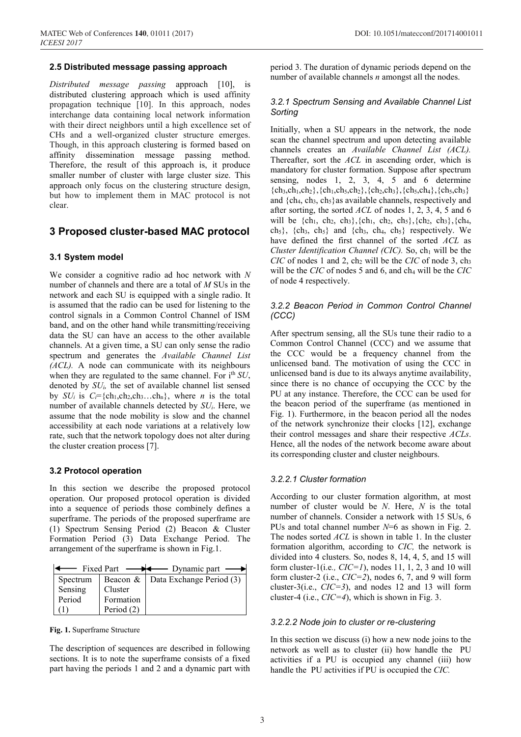### 2.5 Distributed message passing approach

*Distributed message passing* approach [10], is distributed clustering approach which is used affinity propagation technique [10]. In this approach, nodes interchange data containing local network information with their direct neighbors until a high excellence set of CHs and a well-organized cluster structure emerges. Though, in this approach clustering is formed based on affinity dissemination message passing method. Therefore, the result of this approach is, it produce smaller number of cluster with large cluster size. This approach only focus on the clustering structure design, but how to implement them in MAC protocol is not clear.

## 3 Proposed cluster-based MAC protocol

### 3.1 System model

We consider a cognitive radio ad hoc network with *N* number of channels and there are a total of *M* SUs in the network and each SU is equipped with a single radio. It is assumed that the radio can be used for listening to the control signals in a Common Control Channel of ISM band, and on the other hand while transmitting/receiving data the SU can have an access to the other available channels. At a given time, a SU can only sense the radio spectrum and generates the *Available Channel List (ACL).* A node can communicate with its neighbours when they are regulated to the same channel. For $i^{th}$ *SU*, denoted by $SU_i$, the set of available channel list sensed by $SU_i$ is $C_i=\{ch_1,ch_2,ch_3 \ldots ch_n\}$, where $n$ is the total number of available channels detected by $SU_i$. Here, we assume that the node mobility is slow and the channel accessibility at each node variations at a relatively low rate, such that the network topology does not alter during the cluster creation process [7].

### 3.2 Protocol operation

In this section we describe the proposed protocol operation. Our proposed protocol operation is divided into a sequence of periods those combinely defines a superframe. The periods of the proposed superframe are (1) Spectrum Sensing Period (2) Beacon & Cluster Formation Period (3) Data Exchange Period. The arrangement of the superframe is shown in Fig.1.

| Fixed Part | | Dynamic part |
|---|---|---|
| Spectrum Sensing Period (1) | Beacon & Cluster Formation Period (2) | Data Exchange Period (3) |

**Fig. 1.** Superframe Structure

The description of sequences are described in following sections. It is to note the superframe consists of a fixed part having the periods 1 and 2 and a dynamic part with period 3. The duration of dynamic periods depend on the number of available channels *n* amongst all the nodes.

#### *3.2.1 Spectrum Sensing and Available Channel List Sorting*

Initially, when a SU appears in the network, the node scan the channel spectrum and upon detecting available channels creates an *Available Channel List (ACL).* Thereafter, sort the *ACL* in ascending order, which is mandatory for cluster formation. Suppose after spectrum sensing, nodes 1, 2, 3, 4, 5 and 6 determine $\{ch_3,ch_1,ch_2\}$,$\{ch_1,ch_5,ch_2\}$,$\{ch_2,ch_3\}$,$\{ch_5,ch_4\}$,$\{ch_5,ch_3\}$ and $\{ch_4, ch_3, ch_5\}$as available channels, respectively and after sorting, the sorted *ACL* of nodes 1, 2, 3, 4, 5 and 6 will be $\{ch_1, ch_2, ch_3\}$,$\{ch_1, ch_2, ch_5\}$,$\{ch_2, ch_3\}$,$\{ch_4, ch_5\}$, $\{ch_3, ch_5\}$ and $\{ch_3, ch_4, ch_5\}$ respectively. We have defined the first channel of the sorted *ACL* as *Cluster Identification Channel (CIC).* So, $ch_1$ will be the *CIC* of nodes 1 and 2, $ch_2$ will be the *CIC* of node 3, $ch_3$ will be the *CIC* of nodes 5 and 6, and $ch_4$ will be the *CIC* of node 4 respectively.

#### *3.2.2 Beacon Period in Common Control Channel (CCC)*

After spectrum sensing, all the SUs tune their radio to a Common Control Channel (CCC) and we assume that the CCC would be a frequency channel from the unlicensed band. The motivation of using the CCC in unlicensed band is due to its always anytime availability, since there is no chance of occupying the CCC by the PU at any instance. Therefore, the CCC can be used for the beacon period of the superframe (as mentioned in Fig. 1). Furthermore, in the beacon period all the nodes of the network synchronize their clocks [12], exchange their control messages and share their respective *ACLs*. Hence, all the nodes of the network become aware about its corresponding cluster and cluster neighbours.

##### *3.2.2.1 Cluster formation*

According to our cluster formation algorithm, at most number of cluster would be *N*. Here, *N* is the total number of channels. Consider a network with 15 SUs, 6 PUs and total channel number *N*=6 as shown in Fig. 2. The nodes sorted *ACL* is shown in table 1. In the cluster formation algorithm, according to *CIC,* the network is divided into 4 clusters. So, nodes 8, 14, 4, 5, and 15 will form cluster-1(i.e*., CIC=1*), nodes 11, 1, 2, 3 and 10 will form cluster-2 (i.e., *CIC=2*), nodes 6, 7, and 9 will form cluster-3(i.e., *CIC=3*), and nodes 12 and 13 will form cluster-4 (i.e., *CIC=4*), which is shown in Fig. 3.

##### *3.2.2.2 Node join to cluster or re-clustering*

In this section we discuss (i) how a new node joins to the network as well as to cluster (ii) how handle the PU activities if a PU is occupied any channel (iii) how handle the PU activities if PU is occupied the *CIC.*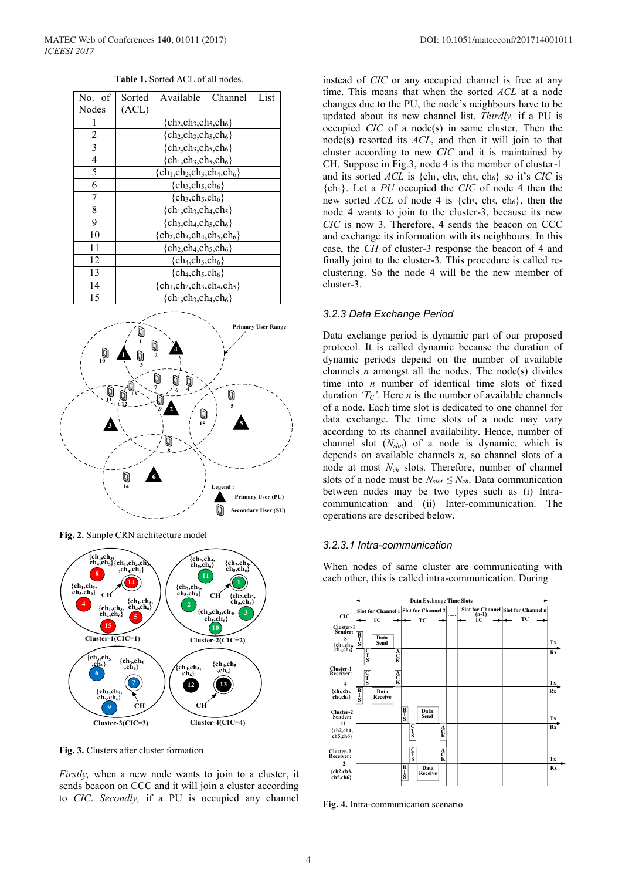**Table 1.** Sorted ACL of all nodes.

| No. of Nodes | Sorted Available Channel List (ACL) |
|---|---|
| 1 | {$ch_2$,$ch_3$,$ch_5$,$ch_6$} |
| 2 | {$ch_2$,$ch_3$,$ch_5$,$ch_6$} |
| 3 | {$ch_2$,$ch_3$,$ch_5$,$ch_6$} |
| 4 | {$ch_1$,$ch_3$,$ch_5$,$ch_6$} |
| 5 | {$ch_1$,$ch_2$,$ch_3$,$ch_4$,$ch_6$} |
| 6 | {$ch_3$,$ch_5$,$ch_6$} |
| 7 | {$ch_3$,$ch_5$,$ch_6$} |
| 8 | {$ch_1$,$ch_3$,$ch_4$,$ch_5$} |
| 9 | {$ch_3$,$ch_4$,$ch_5$,$ch_6$} |
| 10 | {$ch_2$,$ch_3$,$ch_4$,$ch_5$,$ch_6$} |
| 11 | {$ch_2$,$ch_4$,$ch_5$,$ch_6$} |
| 12 | {$ch_4$,$ch_5$,$ch_6$} |
| 13 | {$ch_4$,$ch_5$,$ch_6$} |
| 14 | {$ch_1$,$ch_2$,$ch_3$,$ch_4$,$ch_5$} |
| 15 | {$ch_1$,$ch_3$,$ch_4$,$ch_6$} |

**Fig. 2.** Simple CRN architecture model

**Fig. 3.** Clusters after cluster formation

*Firstly,* when a new node wants to join to a cluster, it sends beacon on CCC and it will join a cluster according to *CIC*. *Secondly,* if a PU is occupied any channel instead of *CIC* or any occupied channel is free at any time. This means that when the sorted *ACL* at a node changes due to the PU, the node's neighbours have to be updated about its new channel list. *Thirdly,* if a PU is occupied *CIC* of a node(s) in same cluster. Then the node(s) resorted its *ACL*, and then it will join to that cluster according to new *CIC* and it is maintained by CH. Suppose in Fig.3, node 4 is the member of cluster-1 and its sorted *ACL* is {$ch_1$, $ch_3$, $ch_5$, $ch_6$} so it's *CIC* is {$ch_1$}. Let a *PU* occupied the *CIC* of node 4 then the new sorted *ACL* of node 4 is {$ch_3$, $ch_5$, $ch_6$}, then the node 4 wants to join to the cluster-3, because its new *CIC* is now 3. Therefore, 4 sends the beacon on CCC and exchange its information with its neighbours. In this case, the *CH* of cluster-3 response the beacon of 4 and finally joint to the cluster-3. This procedure is called re-clustering. So the node 4 will be the new member of cluster-3.

### *3.2.3 Data Exchange Period*

Data exchange period is dynamic part of our proposed protocol. It is called dynamic because the duration of dynamic periods depend on the number of available channels *n* amongst all the nodes. The node(s) divides time into *n* number of identical time slots of fixed duration '$T_C$'. Here *n* is the number of available channels of a node. Each time slot is dedicated to one channel for data exchange. The time slots of a node may vary according to its channel availability. Hence, number of channel slot ($N_{slot}$) of a node is dynamic, which is depends on available channels *n*, so channel slots of a node at most $N_{ch}$ slots. Therefore, number of channel slots of a node must be $N_{slot} \leq N_{ch}$. Data communication between nodes may be two types such as (i) Intra-communication and (ii) Inter-communication. The operations are described below.

#### *3.2.3.1 Intra-communication*

When nodes of same cluster are communicating with each other, this is called intra-communication. During

**Fig. 4.** Intra-communication scenario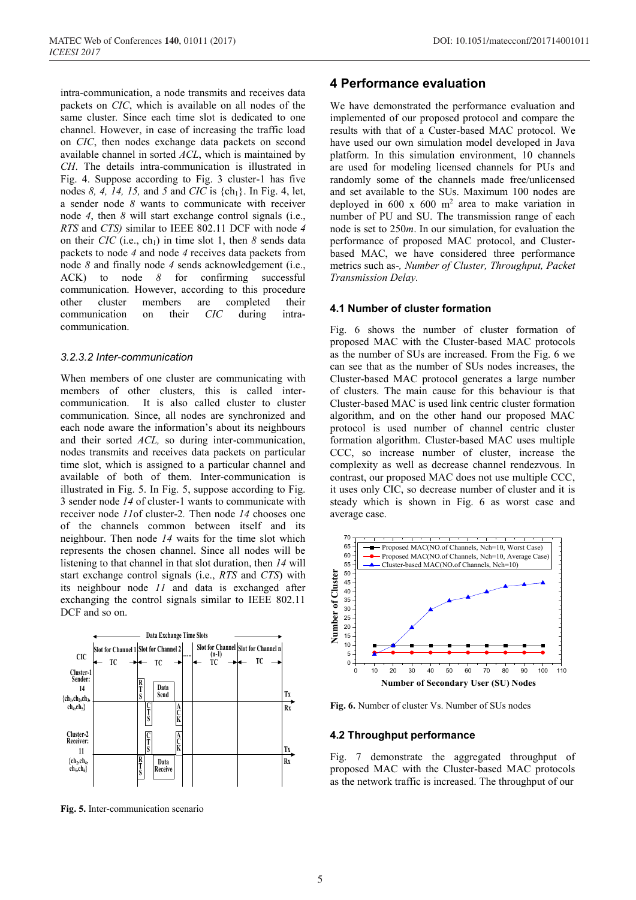intra-communication, a node transmits and receives data packets on *CIC*, which is available on all nodes of the same cluster. Since each time slot is dedicated to one channel. However, in case of increasing the traffic load on *CIC*, then nodes exchange data packets on second available channel in sorted *ACL*, which is maintained by *CH*. The details intra-communication is illustrated in Fig. 4. Suppose according to Fig. 3 cluster-1 has five nodes *8, 4, 14, 15,* and *5* and *CIC* is {$ch_1$}. In Fig. 4, let, a sender node *8* wants to communicate with receiver node *4*, then *8* will start exchange control signals (i.e., *RTS* and *CTS)* similar to IEEE 802.11 DCF with node *4* on their *CIC* (i.e., $ch_1$) in time slot 1, then *8* sends data packets to node *4* and node *4* receives data packets from node *8* and finally node *4* sends acknowledgement (i.e., ACK) to node *8* for confirming successful communication. However, according to this procedure other cluster members are completed their communication on their *CIC* during intra-communication.

### 3.2.3.2 Inter-communication

When members of one cluster are communicating with members of other clusters, this is called inter-communication. It is also called cluster to cluster communication. Since, all nodes are synchronized and each node aware the information's about its neighbours and their sorted *ACL,* so during inter-communication, nodes transmits and receives data packets on particular time slot, which is assigned to a particular channel and available of both of them. Inter-communication is illustrated in Fig. 5. In Fig. 5, suppose according to Fig. 3 sender node *14* of cluster-1 wants to communicate with receiver node *11*of cluster-2. Then node *14* chooses one of the channels common between itself and its neighbour. Then node *14* waits for the time slot which represents the chosen channel. Since all nodes will be listening to that channel in that slot duration, then *14* will start exchange control signals (i.e., *RTS* and *CTS*) with its neighbour node *11* and data is exchanged after exchanging the control signals similar to IEEE 802.11 DCF and so on.

**Fig. 5.** Inter-communication scenario

## 4 Performance evaluation

We have demonstrated the performance evaluation and implemented of our proposed protocol and compare the results with that of a Custer-based MAC protocol. We have used our own simulation model developed in Java platform. In this simulation environment, 10 channels are used for modeling licensed channels for PUs and randomly some of the channels made free/unlicensed and set available to the SUs. Maximum 100 nodes are deployed in 600 x 600 m$^2$ area to make variation in number of PU and SU. The transmission range of each node is set to 250*m*. In our simulation, for evaluation the performance of proposed MAC protocol, and Cluster-based MAC, we have considered three performance metrics such as-, *Number of Cluster, Throughput, Packet Transmission Delay.*

### 4.1 Number of cluster formation

Fig. 6 shows the number of cluster formation of proposed MAC with the Cluster-based MAC protocols as the number of SUs are increased. From the Fig. 6 we can see that as the number of SUs nodes increases, the Cluster-based MAC protocol generates a large number of clusters. The main cause for this behaviour is that Cluster-based MAC is used link centric cluster formation algorithm, and on the other hand our proposed MAC protocol is used number of channel centric cluster formation algorithm. Cluster-based MAC uses multiple CCC, so increase number of cluster, increase the complexity as well as decrease channel rendezvous. In contrast, our proposed MAC does not use multiple CCC, it uses only CIC, so decrease number of cluster and it is steady which is shown in Fig. 6 as worst case and average case.

**Fig. 6.** Number of cluster Vs. Number of SUs nodes

### 4.2 Throughput performance

Fig. 7 demonstrate the aggregated throughput of proposed MAC with the Cluster-based MAC protocols as the network traffic is increased. The throughput of our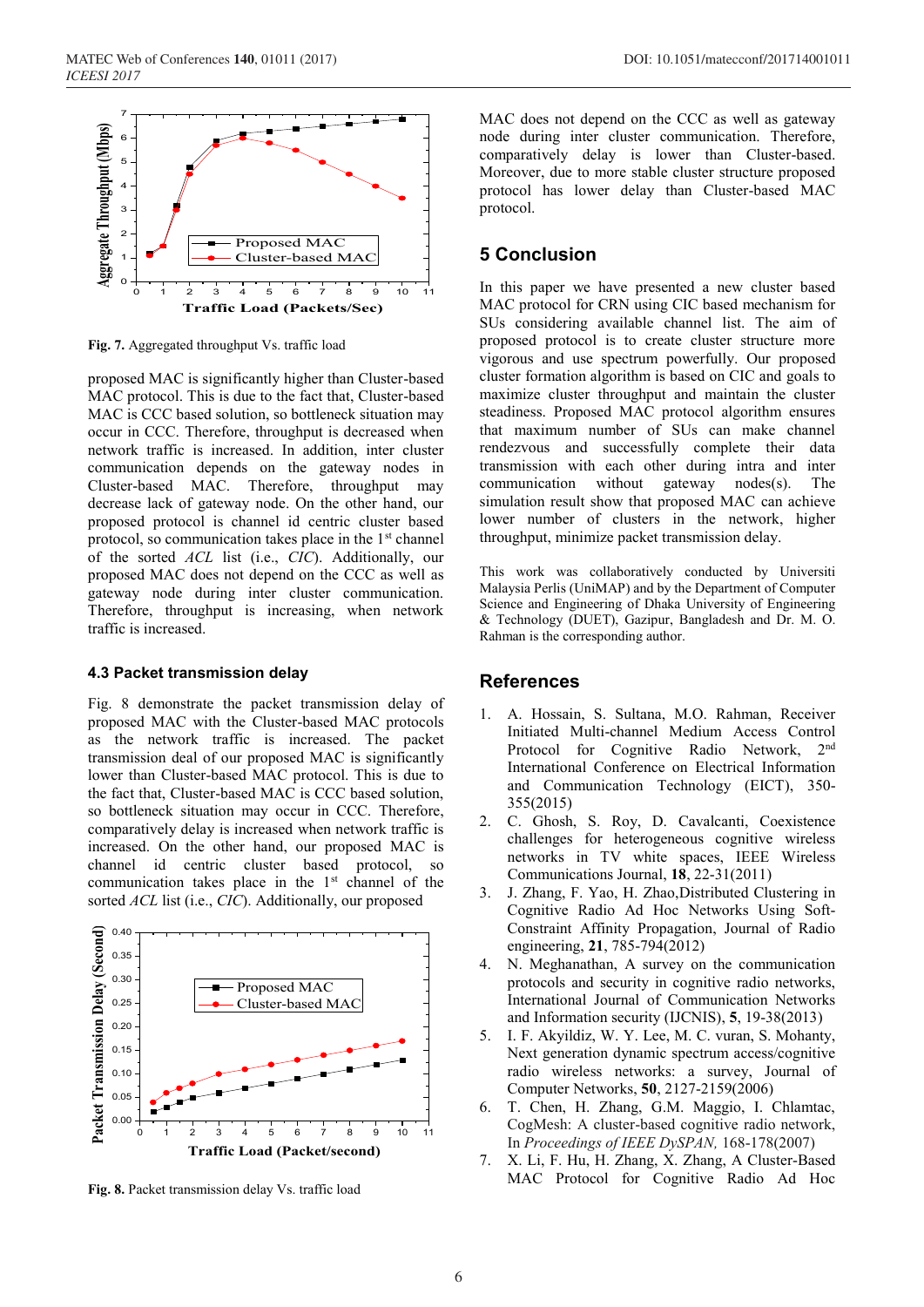Fig. 7. Aggregated throughput Vs. traffic load

proposed MAC is significantly higher than Cluster-based MAC protocol. This is due to the fact that, Cluster-based MAC is CCC based solution, so bottleneck situation may occur in CCC. Therefore, throughput is decreased when network traffic is increased. In addition, inter cluster communication depends on the gateway nodes in Cluster-based MAC. Therefore, throughput may decrease lack of gateway node. On the other hand, our proposed protocol is channel id centric cluster based protocol, so communication takes place in the 1st channel of the sorted *ACL* list (i.e., *CIC*). Additionally, our proposed MAC does not depend on the CCC as well as gateway node during inter cluster communication. Therefore, throughput is increasing, when network traffic is increased.

### 4.3 Packet transmission delay

Fig. 8 demonstrate the packet transmission delay of proposed MAC with the Cluster-based MAC protocols as the network traffic is increased. The packet transmission deal of our proposed MAC is significantly lower than Cluster-based MAC protocol. This is due to the fact that, Cluster-based MAC is CCC based solution, so bottleneck situation may occur in CCC. Therefore, comparatively delay is increased when network traffic is increased. On the other hand, our proposed MAC is channel id centric cluster based protocol, so communication takes place in the 1st channel of the sorted *ACL* list (i.e., *CIC*). Additionally, our proposed

Fig. 8. Packet transmission delay Vs. traffic load

MAC does not depend on the CCC as well as gateway node during inter cluster communication. Therefore, comparatively delay is lower than Cluster-based. Moreover, due to more stable cluster structure proposed protocol has lower delay than Cluster-based MAC protocol.

## 5 Conclusion

In this paper we have presented a new cluster based MAC protocol for CRN using CIC based mechanism for SUs considering available channel list. The aim of proposed protocol is to create cluster structure more vigorous and use spectrum powerfully. Our proposed cluster formation algorithm is based on CIC and goals to maximize cluster throughput and maintain the cluster steadiness. Proposed MAC protocol algorithm ensures that maximum number of SUs can make channel rendezvous and successfully complete their data transmission with each other during intra and inter communication without gateway nodes(s). The simulation result show that proposed MAC can achieve lower number of clusters in the network, higher throughput, minimize packet transmission delay.

This work was collaboratively conducted by Universiti Malaysia Perlis (UniMAP) and by the Department of Computer Science and Engineering of Dhaka University of Engineering & Technology (DUET), Gazipur, Bangladesh and Dr. M. O. Rahman is the corresponding author.

## References

1. A. Hossain, S. Sultana, M.O. Rahman, Receiver Initiated Multi-channel Medium Access Control Protocol for Cognitive Radio Network, 2nd International Conference on Electrical Information and Communication Technology (EICT), 350-355(2015)
2. C. Ghosh, S. Roy, D. Cavalcanti, Coexistence challenges for heterogeneous cognitive wireless networks in TV white spaces, IEEE Wireless Communications Journal, **18**, 22-31(2011)
3. J. Zhang, F. Yao, H. Zhao,Distributed Clustering in Cognitive Radio Ad Hoc Networks Using Soft-Constraint Affinity Propagation, Journal of Radio engineering, **21**, 785-794(2012)
4. N. Meghanathan, A survey on the communication protocols and security in cognitive radio networks, International Journal of Communication Networks and Information security (IJCNIS), **5**, 19-38(2013)
5. I. F. Akyildiz, W. Y. Lee, M. C. vuran, S. Mohanty, Next generation dynamic spectrum access/cognitive radio wireless networks: a survey, Journal of Computer Networks, **50**, 2127-2159(2006)
6. T. Chen, H. Zhang, G.M. Maggio, I. Chlamtac, CogMesh: A cluster-based cognitive radio network, In *Proceedings of IEEE DySPAN,* 168-178(2007)
7. X. Li, F. Hu, H. Zhang, X. Zhang, A Cluster-Based MAC Protocol for Cognitive Radio Ad Hoc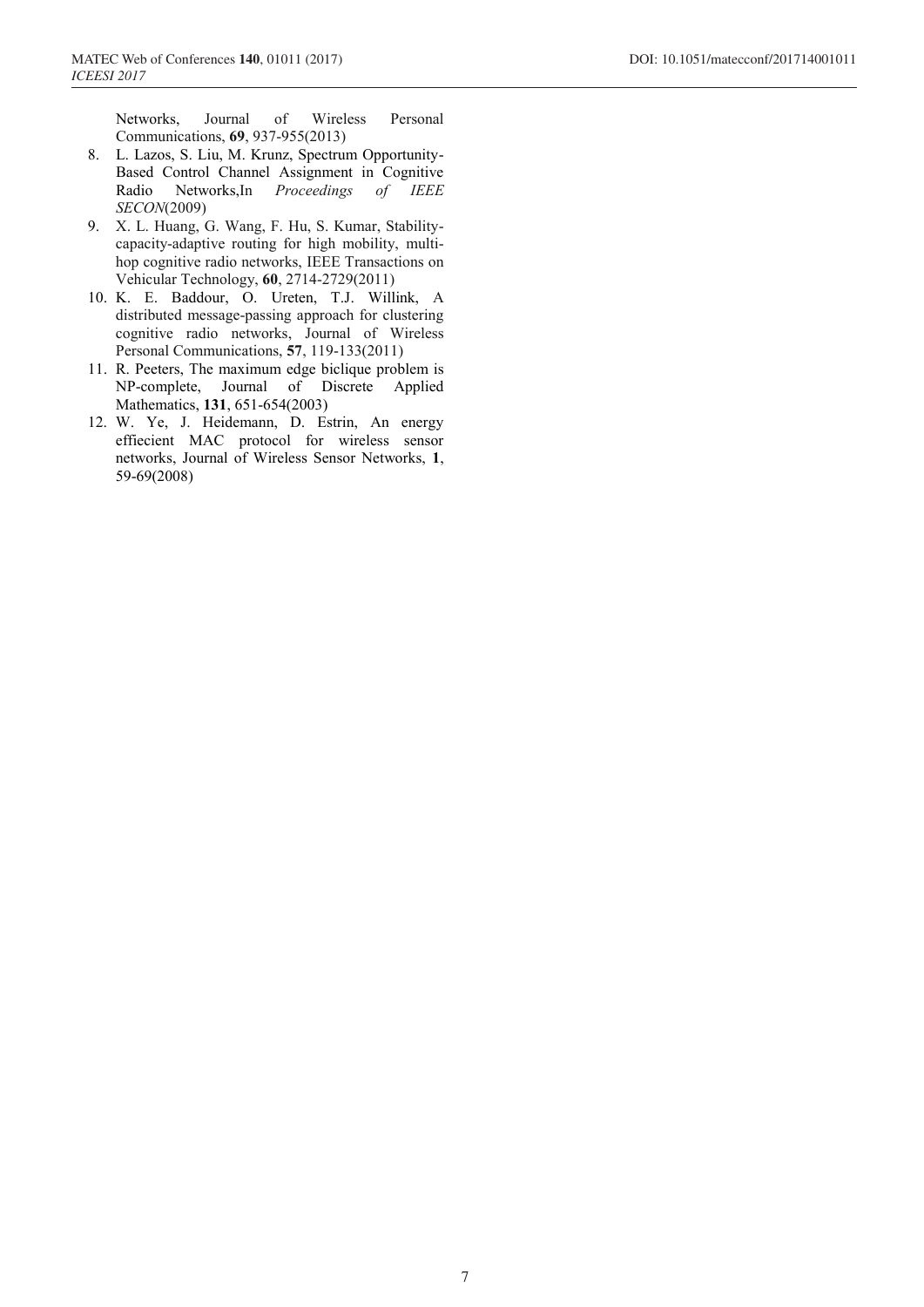Networks, Journal of Wireless Personal Communications, **69**, 937-955(2013)

8. L. Lazos, S. Liu, M. Krunz, Spectrum Opportunity-Based Control Channel Assignment in Cognitive Radio Networks,In *Proceedings of IEEE SECON*(2009)
9. X. L. Huang, G. Wang, F. Hu, S. Kumar, Stability-capacity-adaptive routing for high mobility, multi-hop cognitive radio networks, IEEE Transactions on Vehicular Technology, **60**, 2714-2729(2011)
10. K. E. Baddour, O. Ureten, T.J. Willink, A distributed message-passing approach for clustering cognitive radio networks, Journal of Wireless Personal Communications, **57**, 119-133(2011)
11. R. Peeters, The maximum edge biclique problem is NP-complete, Journal of Discrete Applied Mathematics, **131**, 651-654(2003)
12. W. Ye, J. Heidemann, D. Estrin, An energy effiecient MAC protocol for wireless sensor networks, Journal of Wireless Sensor Networks, **1**, 59-69(2008)